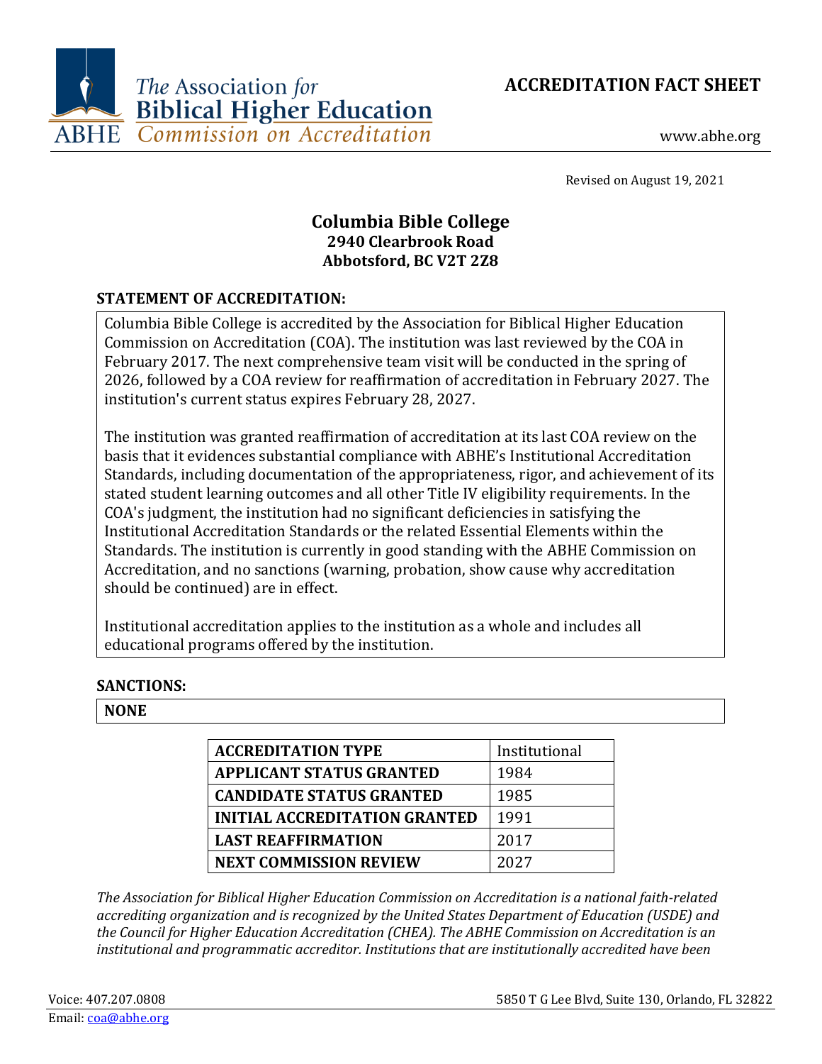The Association for Biblical Higher Education
ABHE Commission on Accreditation

# ACCREDITATION FACT SHEET

www.abhe.org

Revised on August 19, 2021

## Columbia Bible College
**2940 Clearbrook Road**
**Abbotsford, BC V2T 2Z8**

### STATEMENT OF ACCREDITATION:

Columbia Bible College is accredited by the Association for Biblical Higher Education Commission on Accreditation (COA). The institution was last reviewed by the COA in February 2017. The next comprehensive team visit will be conducted in the spring of 2026, followed by a COA review for reaffirmation of accreditation in February 2027. The institution's current status expires February 28, 2027.

The institution was granted reaffirmation of accreditation at its last COA review on the basis that it evidences substantial compliance with ABHE's Institutional Accreditation Standards, including documentation of the appropriateness, rigor, and achievement of its stated student learning outcomes and all other Title IV eligibility requirements. In the COA's judgment, the institution had no significant deficiencies in satisfying the Institutional Accreditation Standards or the related Essential Elements within the Standards. The institution is currently in good standing with the ABHE Commission on Accreditation, and no sanctions (warning, probation, show cause why accreditation should be continued) are in effect.

Institutional accreditation applies to the institution as a whole and includes all educational programs offered by the institution.

### SANCTIONS:

**NONE**

| | |
|---|---|
| **ACCREDITATION TYPE** | Institutional |
| **APPLICANT STATUS GRANTED** | 1984 |
| **CANDIDATE STATUS GRANTED** | 1985 |
| **INITIAL ACCREDITATION GRANTED** | 1991 |
| **LAST REAFFIRMATION** | 2017 |
| **NEXT COMMISSION REVIEW** | 2027 |

*The Association for Biblical Higher Education Commission on Accreditation is a national faith-related accrediting organization and is recognized by the United States Department of Education (USDE) and the Council for Higher Education Accreditation (CHEA). The ABHE Commission on Accreditation is an institutional and programmatic accreditor. Institutions that are institutionally accredited have been*

Voice: 407.207.0808
Email: coa@abhe.org

5850 T G Lee Blvd, Suite 130, Orlando, FL 32822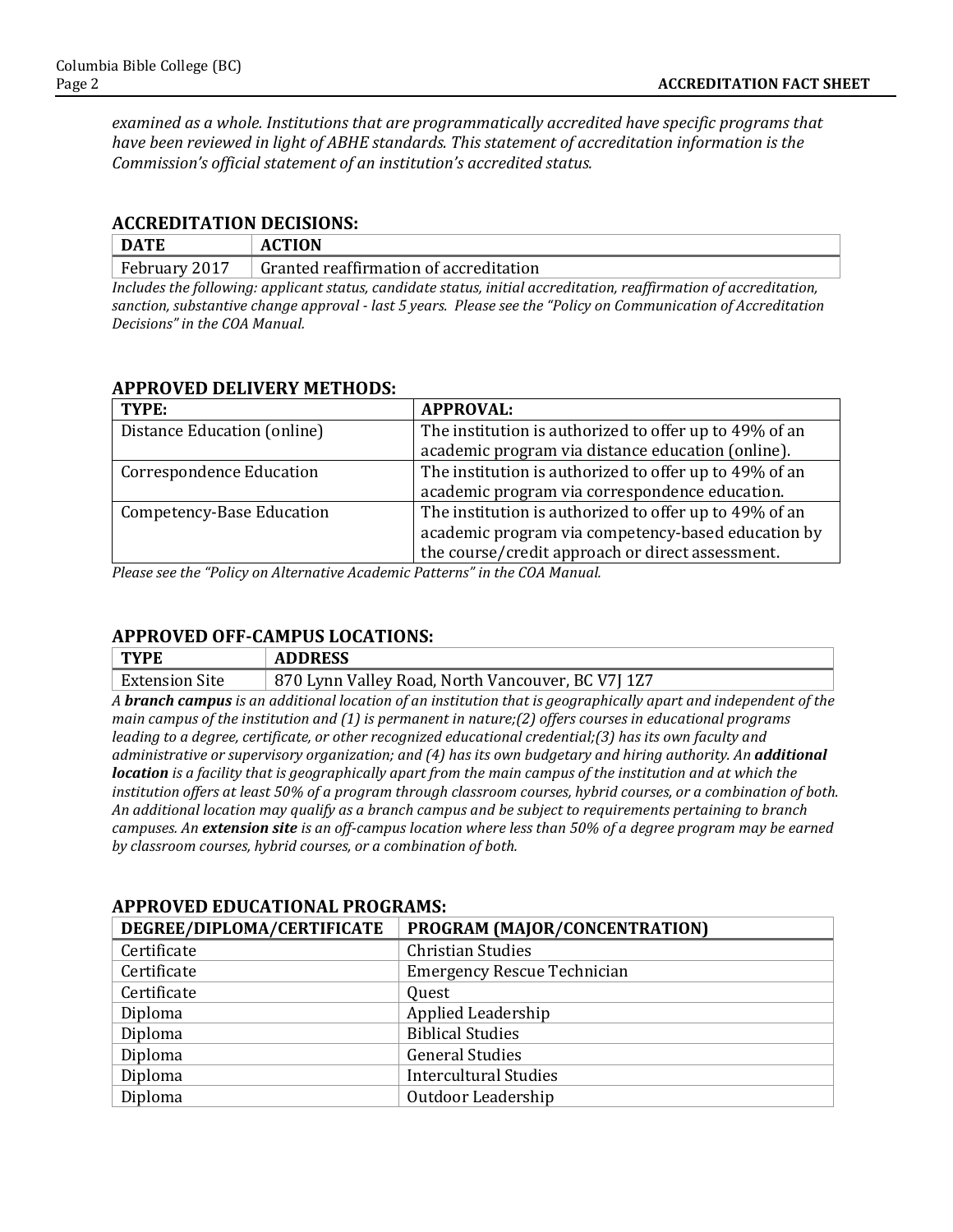*examined as a whole. Institutions that are programmatically accredited have specific programs that have been reviewed in light of ABHE standards. This statement of accreditation information is the Commission's official statement of an institution's accredited status.*

## ACCREDITATION DECISIONS:

| DATE | ACTION |
|---|---|
| February 2017 | Granted reaffirmation of accreditation |

*Includes the following: applicant status, candidate status, initial accreditation, reaffirmation of accreditation, sanction, substantive change approval - last 5 years. Please see the "Policy on Communication of Accreditation Decisions" in the COA Manual.*

## APPROVED DELIVERY METHODS:

| TYPE: | APPROVAL: |
|---|---|
| Distance Education (online) | The institution is authorized to offer up to 49% of an academic program via distance education (online). |
| Correspondence Education | The institution is authorized to offer up to 49% of an academic program via correspondence education. |
| Competency-Base Education | The institution is authorized to offer up to 49% of an academic program via competency-based education by the course/credit approach or direct assessment. |

*Please see the "Policy on Alternative Academic Patterns" in the COA Manual.*

## APPROVED OFF-CAMPUS LOCATIONS:

| TYPE | ADDRESS |
|---|---|
| Extension Site | 870 Lynn Valley Road, North Vancouver, BC V7J 1Z7 |

*A **branch campus** is an additional location of an institution that is geographically apart and independent of the main campus of the institution and (1) is permanent in nature;(2) offers courses in educational programs leading to a degree, certificate, or other recognized educational credential;(3) has its own faculty and administrative or supervisory organization; and (4) has its own budgetary and hiring authority. An **additional location** is a facility that is geographically apart from the main campus of the institution and at which the institution offers at least 50% of a program through classroom courses, hybrid courses, or a combination of both. An additional location may qualify as a branch campus and be subject to requirements pertaining to branch campuses. An **extension site** is an off-campus location where less than 50% of a degree program may be earned by classroom courses, hybrid courses, or a combination of both.*

## APPROVED EDUCATIONAL PROGRAMS:

| DEGREE/DIPLOMA/CERTIFICATE | PROGRAM (MAJOR/CONCENTRATION) |
|---|---|
| Certificate | Christian Studies |
| Certificate | Emergency Rescue Technician |
| Certificate | Quest |
| Diploma | Applied Leadership |
| Diploma | Biblical Studies |
| Diploma | General Studies |
| Diploma | Intercultural Studies |
| Diploma | Outdoor Leadership |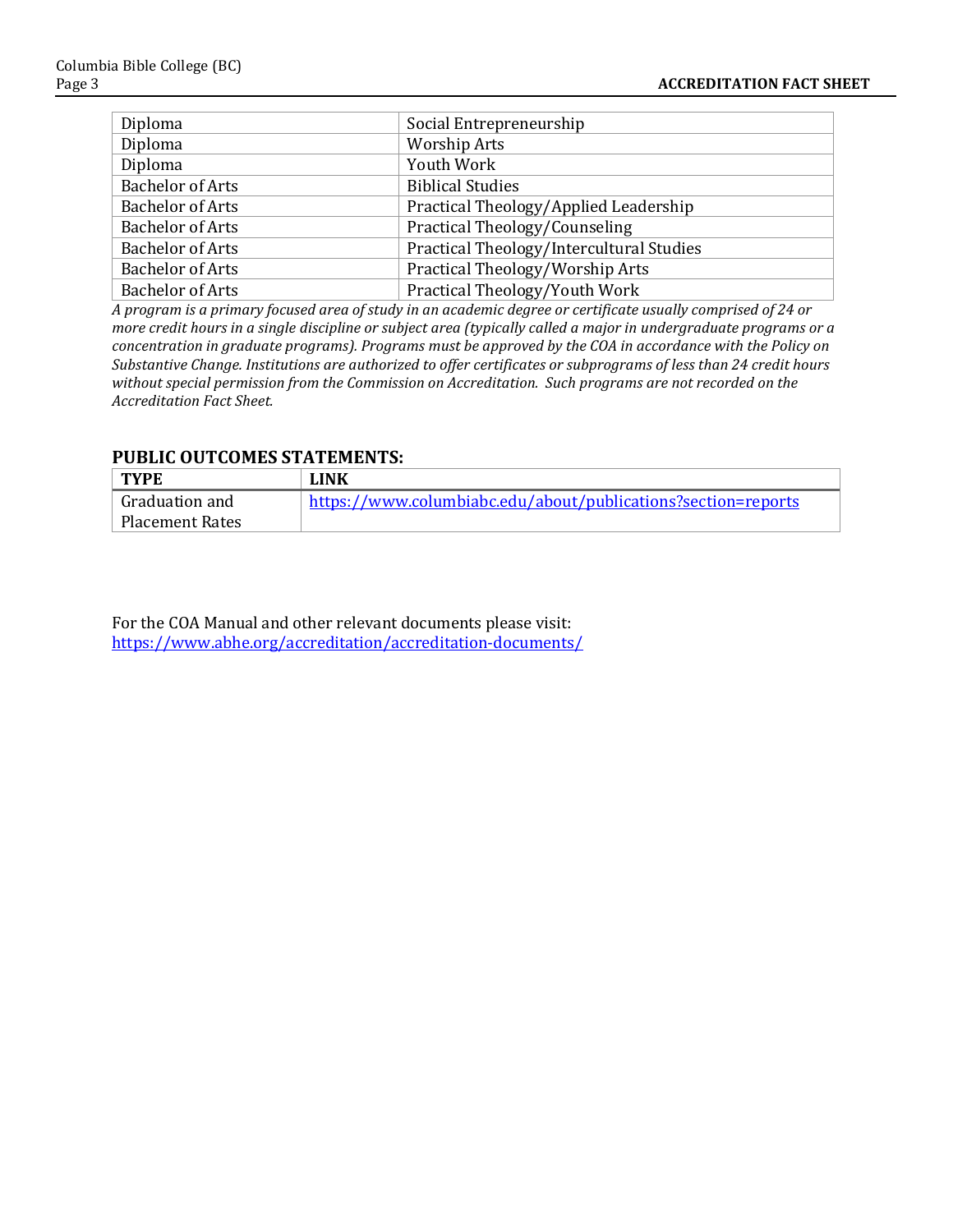| | |
|---|---|
| Diploma | Social Entrepreneurship |
| Diploma | Worship Arts |
| Diploma | Youth Work |
| Bachelor of Arts | Biblical Studies |
| Bachelor of Arts | Practical Theology/Applied Leadership |
| Bachelor of Arts | Practical Theology/Counseling |
| Bachelor of Arts | Practical Theology/Intercultural Studies |
| Bachelor of Arts | Practical Theology/Worship Arts |
| Bachelor of Arts | Practical Theology/Youth Work |

*A program is a primary focused area of study in an academic degree or certificate usually comprised of 24 or more credit hours in a single discipline or subject area (typically called a major in undergraduate programs or a concentration in graduate programs). Programs must be approved by the COA in accordance with the Policy on Substantive Change. Institutions are authorized to offer certificates or subprograms of less than 24 credit hours without special permission from the Commission on Accreditation. Such programs are not recorded on the Accreditation Fact Sheet.*

## PUBLIC OUTCOMES STATEMENTS:

| TYPE | LINK |
|---|---|
| Graduation and Placement Rates | https://www.columbiabc.edu/about/publications?section=reports |

For the COA Manual and other relevant documents please visit:
https://www.abhe.org/accreditation/accreditation-documents/